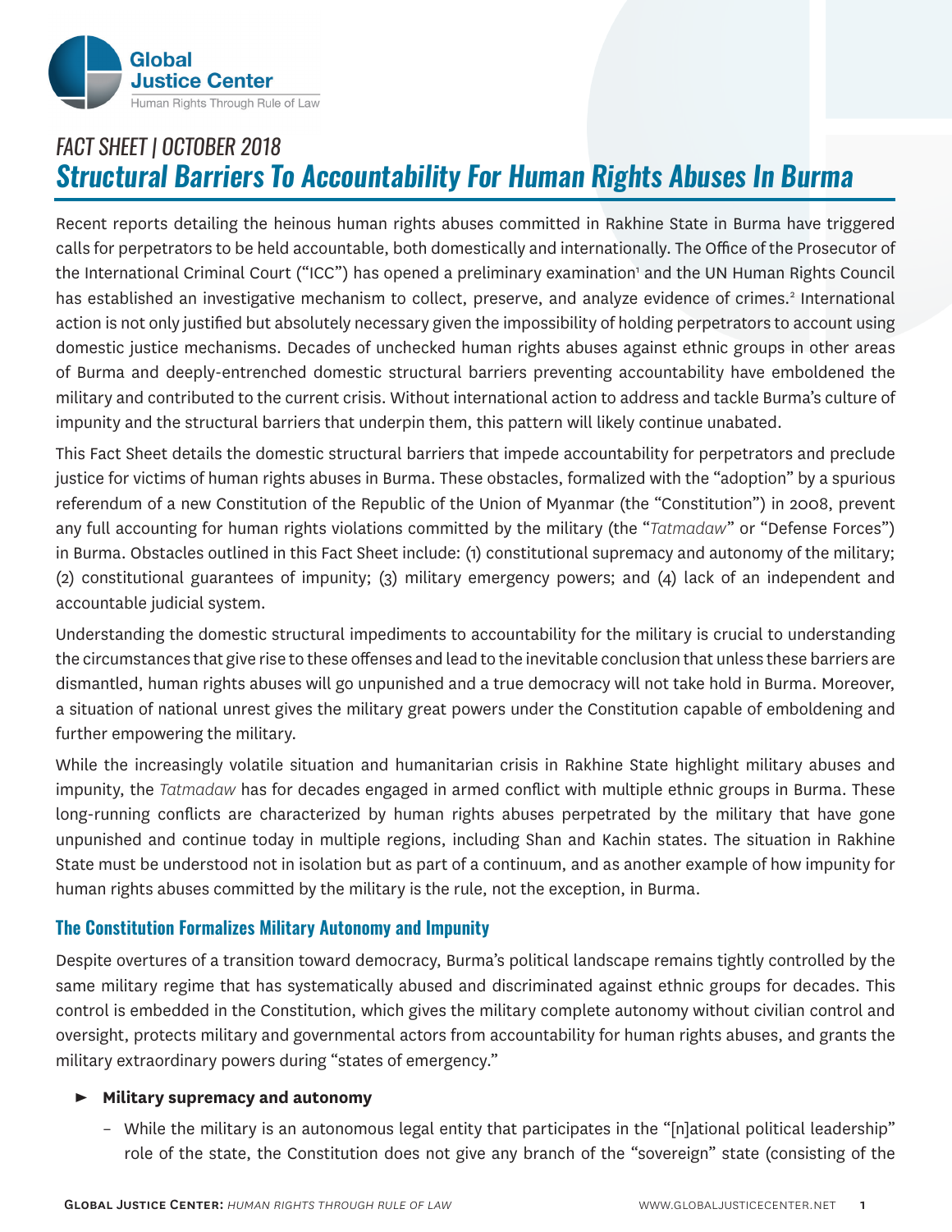Global Justice Center
Human Rights Through Rule of Law

*FACT SHEET | OCTOBER 2018*

# *Structural Barriers To Accountability For Human Rights Abuses In Burma*

Recent reports detailing the heinous human rights abuses committed in Rakhine State in Burma have triggered calls for perpetrators to be held accountable, both domestically and internationally. The Office of the Prosecutor of the International Criminal Court ("ICC") has opened a preliminary examination[1] and the UN Human Rights Council has established an investigative mechanism to collect, preserve, and analyze evidence of crimes.[2] International action is not only justified but absolutely necessary given the impossibility of holding perpetrators to account using domestic justice mechanisms. Decades of unchecked human rights abuses against ethnic groups in other areas of Burma and deeply-entrenched domestic structural barriers preventing accountability have emboldened the military and contributed to the current crisis. Without international action to address and tackle Burma's culture of impunity and the structural barriers that underpin them, this pattern will likely continue unabated.

This Fact Sheet details the domestic structural barriers that impede accountability for perpetrators and preclude justice for victims of human rights abuses in Burma. These obstacles, formalized with the "adoption" by a spurious referendum of a new Constitution of the Republic of the Union of Myanmar (the "Constitution") in 2008, prevent any full accounting for human rights violations committed by the military (the "*Tatmadaw*" or "Defense Forces") in Burma. Obstacles outlined in this Fact Sheet include: (1) constitutional supremacy and autonomy of the military; (2) constitutional guarantees of impunity; (3) military emergency powers; and (4) lack of an independent and accountable judicial system.

Understanding the domestic structural impediments to accountability for the military is crucial to understanding the circumstances that give rise to these offenses and lead to the inevitable conclusion that unless these barriers are dismantled, human rights abuses will go unpunished and a true democracy will not take hold in Burma. Moreover, a situation of national unrest gives the military great powers under the Constitution capable of emboldening and further empowering the military.

While the increasingly volatile situation and humanitarian crisis in Rakhine State highlight military abuses and impunity, the *Tatmadaw* has for decades engaged in armed conflict with multiple ethnic groups in Burma. These long-running conflicts are characterized by human rights abuses perpetrated by the military that have gone unpunished and continue today in multiple regions, including Shan and Kachin states. The situation in Rakhine State must be understood not in isolation but as part of a continuum, and as another example of how impunity for human rights abuses committed by the military is the rule, not the exception, in Burma.

## The Constitution Formalizes Military Autonomy and Impunity

Despite overtures of a transition toward democracy, Burma's political landscape remains tightly controlled by the same military regime that has systematically abused and discriminated against ethnic groups for decades. This control is embedded in the Constitution, which gives the military complete autonomy without civilian control and oversight, protects military and governmental actors from accountability for human rights abuses, and grants the military extraordinary powers during "states of emergency."

- **Military supremacy and autonomy**
  - While the military is an autonomous legal entity that participates in the "[n]ational political leadership" role of the state, the Constitution does not give any branch of the "sovereign" state (consisting of the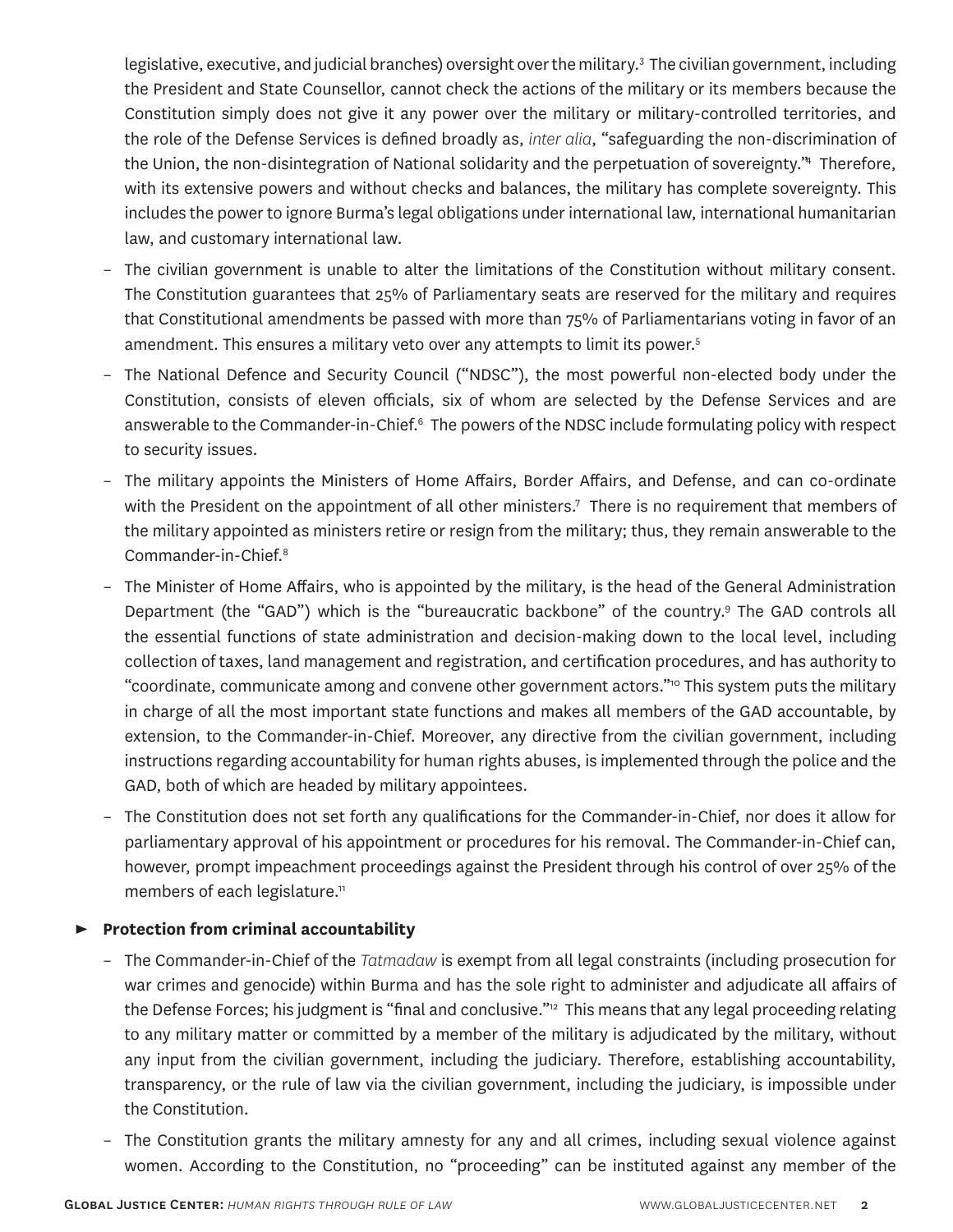legislative, executive, and judicial branches) oversight over the military.[3] The civilian government, including the President and State Counsellor, cannot check the actions of the military or its members because the Constitution simply does not give it any power over the military or military-controlled territories, and the role of the Defense Services is defined broadly as, *inter alia*, "safeguarding the non-discrimination of the Union, the non-disintegration of National solidarity and the perpetuation of sovereignty."[4] Therefore, with its extensive powers and without checks and balances, the military has complete sovereignty. This includes the power to ignore Burma's legal obligations under international law, international humanitarian law, and customary international law.

- The civilian government is unable to alter the limitations of the Constitution without military consent. The Constitution guarantees that 25% of Parliamentary seats are reserved for the military and requires that Constitutional amendments be passed with more than 75% of Parliamentarians voting in favor of an amendment. This ensures a military veto over any attempts to limit its power.[5]
- The National Defence and Security Council ("NDSC"), the most powerful non-elected body under the Constitution, consists of eleven officials, six of whom are selected by the Defense Services and are answerable to the Commander-in-Chief.[6] The powers of the NDSC include formulating policy with respect to security issues.
- The military appoints the Ministers of Home Affairs, Border Affairs, and Defense, and can co-ordinate with the President on the appointment of all other ministers.[7] There is no requirement that members of the military appointed as ministers retire or resign from the military; thus, they remain answerable to the Commander-in-Chief.[8]
- The Minister of Home Affairs, who is appointed by the military, is the head of the General Administration Department (the "GAD") which is the "bureaucratic backbone" of the country.[9] The GAD controls all the essential functions of state administration and decision-making down to the local level, including collection of taxes, land management and registration, and certification procedures, and has authority to "coordinate, communicate among and convene other government actors."[10] This system puts the military in charge of all the most important state functions and makes all members of the GAD accountable, by extension, to the Commander-in-Chief. Moreover, any directive from the civilian government, including instructions regarding accountability for human rights abuses, is implemented through the police and the GAD, both of which are headed by military appointees.
- The Constitution does not set forth any qualifications for the Commander-in-Chief, nor does it allow for parliamentary approval of his appointment or procedures for his removal. The Commander-in-Chief can, however, prompt impeachment proceedings against the President through his control of over 25% of the members of each legislature.[11]

► **Protection from criminal accountability**

- The Commander-in-Chief of the *Tatmadaw* is exempt from all legal constraints (including prosecution for war crimes and genocide) within Burma and has the sole right to administer and adjudicate all affairs of the Defense Forces; his judgment is "final and conclusive."[12] This means that any legal proceeding relating to any military matter or committed by a member of the military is adjudicated by the military, without any input from the civilian government, including the judiciary. Therefore, establishing accountability, transparency, or the rule of law via the civilian government, including the judiciary, is impossible under the Constitution.
- The Constitution grants the military amnesty for any and all crimes, including sexual violence against women. According to the Constitution, no "proceeding" can be instituted against any member of the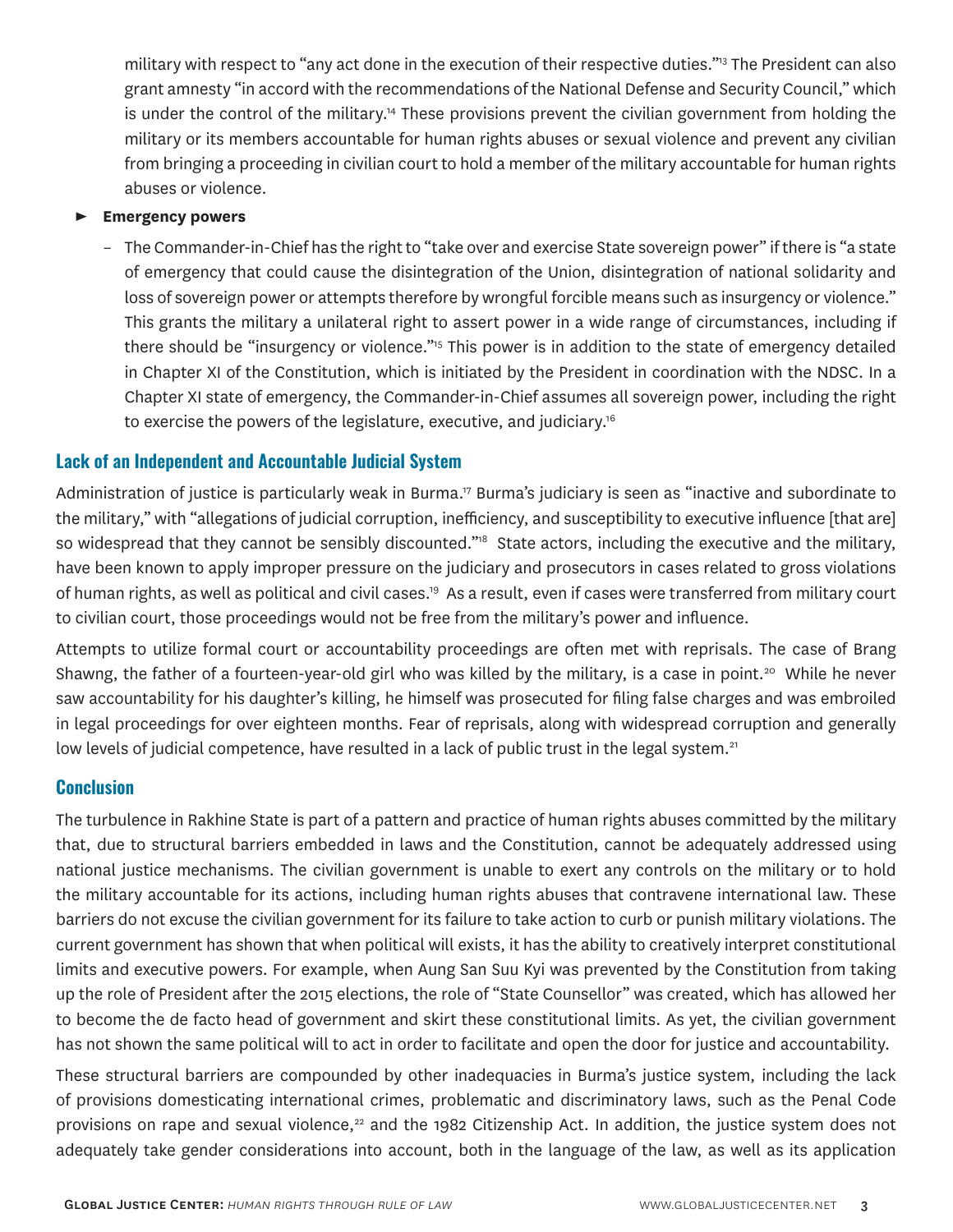military with respect to "any act done in the execution of their respective duties."[13] The President can also grant amnesty "in accord with the recommendations of the National Defense and Security Council," which is under the control of the military.[14] These provisions prevent the civilian government from holding the military or its members accountable for human rights abuses or sexual violence and prevent any civilian from bringing a proceeding in civilian court to hold a member of the military accountable for human rights abuses or violence.

- **Emergency powers**
  - The Commander-in-Chief has the right to "take over and exercise State sovereign power" if there is "a state of emergency that could cause the disintegration of the Union, disintegration of national solidarity and loss of sovereign power or attempts therefore by wrongful forcible means such as insurgency or violence." This grants the military a unilateral right to assert power in a wide range of circumstances, including if there should be "insurgency or violence."[15] This power is in addition to the state of emergency detailed in Chapter XI of the Constitution, which is initiated by the President in coordination with the NDSC. In a Chapter XI state of emergency, the Commander-in-Chief assumes all sovereign power, including the right to exercise the powers of the legislature, executive, and judiciary.[16]

## Lack of an Independent and Accountable Judicial System

Administration of justice is particularly weak in Burma.[17] Burma's judiciary is seen as "inactive and subordinate to the military," with "allegations of judicial corruption, inefficiency, and susceptibility to executive influence [that are] so widespread that they cannot be sensibly discounted."[18] State actors, including the executive and the military, have been known to apply improper pressure on the judiciary and prosecutors in cases related to gross violations of human rights, as well as political and civil cases.[19] As a result, even if cases were transferred from military court to civilian court, those proceedings would not be free from the military's power and influence.

Attempts to utilize formal court or accountability proceedings are often met with reprisals. The case of Brang Shawng, the father of a fourteen-year-old girl who was killed by the military, is a case in point.[20] While he never saw accountability for his daughter's killing, he himself was prosecuted for filing false charges and was embroiled in legal proceedings for over eighteen months. Fear of reprisals, along with widespread corruption and generally low levels of judicial competence, have resulted in a lack of public trust in the legal system.[21]

## Conclusion

The turbulence in Rakhine State is part of a pattern and practice of human rights abuses committed by the military that, due to structural barriers embedded in laws and the Constitution, cannot be adequately addressed using national justice mechanisms. The civilian government is unable to exert any controls on the military or to hold the military accountable for its actions, including human rights abuses that contravene international law. These barriers do not excuse the civilian government for its failure to take action to curb or punish military violations. The current government has shown that when political will exists, it has the ability to creatively interpret constitutional limits and executive powers. For example, when Aung San Suu Kyi was prevented by the Constitution from taking up the role of President after the 2015 elections, the role of "State Counsellor" was created, which has allowed her to become the de facto head of government and skirt these constitutional limits. As yet, the civilian government has not shown the same political will to act in order to facilitate and open the door for justice and accountability.

These structural barriers are compounded by other inadequacies in Burma's justice system, including the lack of provisions domesticating international crimes, problematic and discriminatory laws, such as the Penal Code provisions on rape and sexual violence,[22] and the 1982 Citizenship Act. In addition, the justice system does not adequately take gender considerations into account, both in the language of the law, as well as its application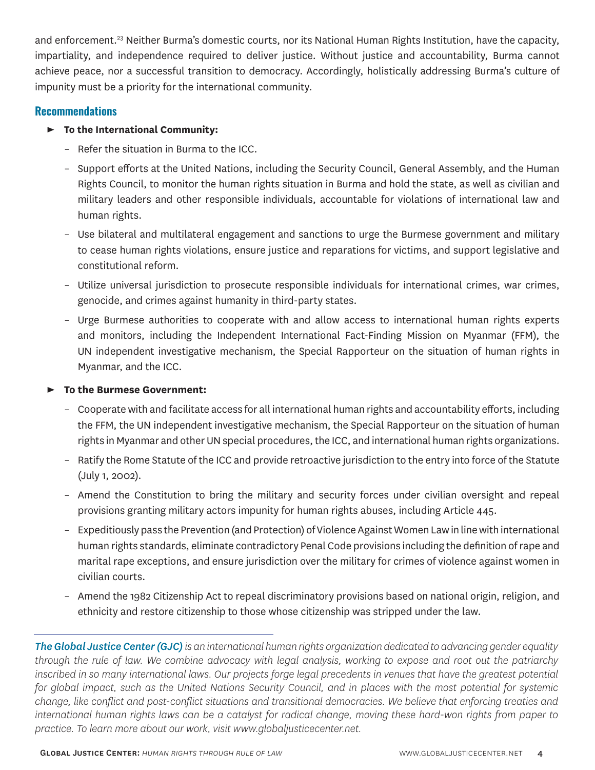and enforcement.[23] Neither Burma's domestic courts, nor its National Human Rights Institution, have the capacity, impartiality, and independence required to deliver justice. Without justice and accountability, Burma cannot achieve peace, nor a successful transition to democracy. Accordingly, holistically addressing Burma's culture of impunity must be a priority for the international community.

## Recommendations

- **To the International Community:**
  - Refer the situation in Burma to the ICC.
  - Support efforts at the United Nations, including the Security Council, General Assembly, and the Human Rights Council, to monitor the human rights situation in Burma and hold the state, as well as civilian and military leaders and other responsible individuals, accountable for violations of international law and human rights.
  - Use bilateral and multilateral engagement and sanctions to urge the Burmese government and military to cease human rights violations, ensure justice and reparations for victims, and support legislative and constitutional reform.
  - Utilize universal jurisdiction to prosecute responsible individuals for international crimes, war crimes, genocide, and crimes against humanity in third-party states.
  - Urge Burmese authorities to cooperate with and allow access to international human rights experts and monitors, including the Independent International Fact-Finding Mission on Myanmar (FFM), the UN independent investigative mechanism, the Special Rapporteur on the situation of human rights in Myanmar, and the ICC.

- **To the Burmese Government:**
  - Cooperate with and facilitate access for all international human rights and accountability efforts, including the FFM, the UN independent investigative mechanism, the Special Rapporteur on the situation of human rights in Myanmar and other UN special procedures, the ICC, and international human rights organizations.
  - Ratify the Rome Statute of the ICC and provide retroactive jurisdiction to the entry into force of the Statute (July 1, 2002).
  - Amend the Constitution to bring the military and security forces under civilian oversight and repeal provisions granting military actors impunity for human rights abuses, including Article 445.
  - Expeditiously pass the Prevention (and Protection) of Violence Against Women Law in line with international human rights standards, eliminate contradictory Penal Code provisions including the definition of rape and marital rape exceptions, and ensure jurisdiction over the military for crimes of violence against women in civilian courts.
  - Amend the 1982 Citizenship Act to repeal discriminatory provisions based on national origin, religion, and ethnicity and restore citizenship to those whose citizenship was stripped under the law.

---

***The Global Justice Center (GJC)*** *is an international human rights organization dedicated to advancing gender equality through the rule of law. We combine advocacy with legal analysis, working to expose and root out the patriarchy inscribed in so many international laws. Our projects forge legal precedents in venues that have the greatest potential for global impact, such as the United Nations Security Council, and in places with the most potential for systemic change, like conflict and post-conflict situations and transitional democracies. We believe that enforcing treaties and international human rights laws can be a catalyst for radical change, moving these hard-won rights from paper to practice. To learn more about our work, visit www.globaljusticecenter.net.*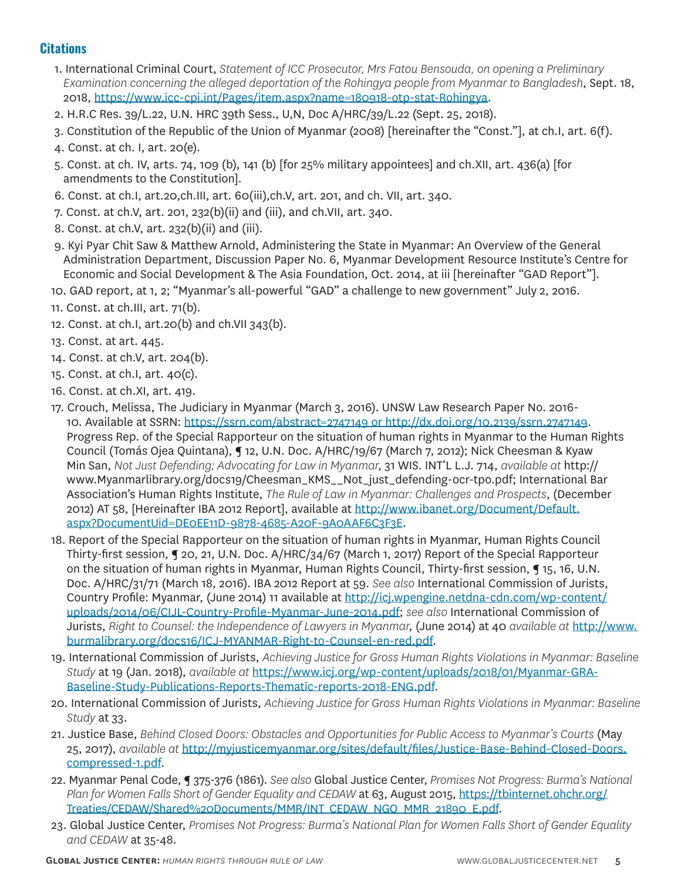## Citations

1. International Criminal Court, *Statement of ICC Prosecutor, Mrs Fatou Bensouda, on opening a Preliminary Examination concerning the alleged deportation of the Rohingya people from Myanmar to Bangladesh*, Sept. 18, 2018, https://www.icc-cpi.int/Pages/item.aspx?name=180918-otp-stat-Rohingya.
2. H.R.C Res. 39/L.22, U.N. HRC 39th Sess., U,N, Doc A/HRC/39/L.22 (Sept. 25, 2018).
3. Constitution of the Republic of the Union of Myanmar (2008) [hereinafter the "Const."], at ch.I, art. 6(f).
4. Const. at ch. I, art. 20(e).
5. Const. at ch. IV, arts. 74, 109 (b), 141 (b) [for 25% military appointees] and ch.XII, art. 436(a) [for amendments to the Constitution].
6. Const. at ch.I, art.20,ch.III, art. 60(iii),ch.V, art. 201, and ch. VII, art. 340.
7. Const. at ch.V, art. 201, 232(b)(ii) and (iii), and ch.VII, art. 340.
8. Const. at ch.V, art. 232(b)(ii) and (iii).
9. Kyi Pyar Chit Saw & Matthew Arnold, Administering the State in Myanmar: An Overview of the General Administration Department, Discussion Paper No. 6, Myanmar Development Resource Institute's Centre for Economic and Social Development & The Asia Foundation, Oct. 2014, at iii [hereinafter "GAD Report"].
10. GAD report, at 1, 2; "Myanmar's all-powerful "GAD" a challenge to new government" July 2, 2016.
11. Const. at ch.III, art. 71(b).
12. Const. at ch.I, art.20(b) and ch.VII 343(b).
13. Const. at art. 445.
14. Const. at ch.V, art. 204(b).
15. Const. at ch.I, art. 40(c).
16. Const. at ch.XI, art. 419.
17. Crouch, Melissa, The Judiciary in Myanmar (March 3, 2016). UNSW Law Research Paper No. 2016-10. Available at SSRN: https://ssrn.com/abstract=2747149 or http://dx.doi.org/10.2139/ssrn.2747149. Progress Rep. of the Special Rapporteur on the situation of human rights in Myanmar to the Human Rights Council (Tomás Ojea Quintana), ¶ 12, U.N. Doc. A/HRC/19/67 (March 7, 2012); Nick Cheesman & Kyaw Min San, *Not Just Defending; Advocating for Law in Myanmar*, 31 WIS. INT'L L.J. 714, *available at* http://www.Myanmarlibrary.org/docs19/Cheesman_KMS__Not_just_defending-ocr-tpo.pdf; International Bar Association's Human Rights Institute, *The Rule of Law in Myanmar: Challenges and Prospects*, (December 2012) AT 58, [Hereinafter IBA 2012 Report], available at http://www.ibanet.org/Document/Default.aspx?DocumentUid=DE0EE11D-9878-4685-A20F-9A0AAF6C3F3E.
18. Report of the Special Rapporteur on the situation of human rights in Myanmar, Human Rights Council Thirty-first session, ¶ 20, 21, U.N. Doc. A/HRC/34/67 (March 1, 2017) Report of the Special Rapporteur on the situation of human rights in Myanmar, Human Rights Council, Thirty-first session, ¶ 15, 16, U.N. Doc. A/HRC/31/71 (March 18, 2016). IBA 2012 Report at 59. *See also* International Commission of Jurists, Country Profile: Myanmar, (June 2014) 11 available at http://icj.wpengine.netdna-cdn.com/wp-content/uploads/2014/06/CIJL-Country-Profile-Myanmar-June-2014.pdf; *see also* International Commission of Jurists, *Right to Counsel: the Independence of Lawyers in Myanmar*, (June 2014) at 40 *available at* http://www.burmalibrary.org/docs16/ICJ-MYANMAR-Right-to-Counsel-en-red.pdf.
19. International Commission of Jurists, *Achieving Justice for Gross Human Rights Violations in Myanmar: Baseline Study* at 19 (Jan. 2018), *available at* https://www.icj.org/wp-content/uploads/2018/01/Myanmar-GRA-Baseline-Study-Publications-Reports-Thematic-reports-2018-ENG.pdf.
20. International Commission of Jurists, *Achieving Justice for Gross Human Rights Violations in Myanmar: Baseline Study* at 33.
21. Justice Base, *Behind Closed Doors: Obstacles and Opportunities for Public Access to Myanmar's Courts* (May 25, 2017), *available at* http://myjusticemyanmar.org/sites/default/files/Justice-Base-Behind-Closed-Doors.compressed-1.pdf.
22. Myanmar Penal Code, ¶ 375-376 (1861). *See also* Global Justice Center, *Promises Not Progress: Burma's National Plan for Women Falls Short of Gender Equality and CEDAW* at 63, August 2015, https://tbinternet.ohchr.org/Treaties/CEDAW/Shared%20Documents/MMR/INT_CEDAW_NGO_MMR_21890_E.pdf.
23. Global Justice Center, *Promises Not Progress: Burma's National Plan for Women Falls Short of Gender Equality and CEDAW* at 35-48.